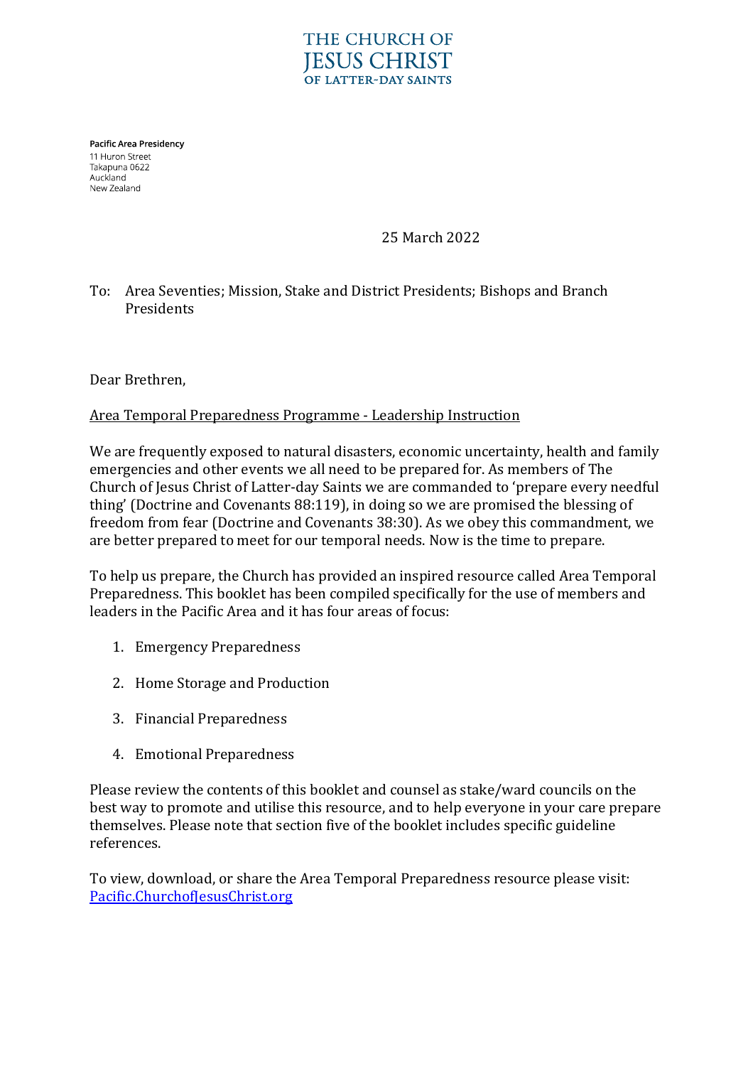THE CHURCH OF
JESUS CHRIST
OF LATTER-DAY SAINTS

**Pacific Area Presidency**
11 Huron Street
Takapuna 0622
Auckland
New Zealand

25 March 2022

To: Area Seventies; Mission, Stake and District Presidents; Bishops and Branch Presidents

Dear Brethren,

<u>Area Temporal Preparedness Programme - Leadership Instruction</u>

We are frequently exposed to natural disasters, economic uncertainty, health and family emergencies and other events we all need to be prepared for. As members of The Church of Jesus Christ of Latter-day Saints we are commanded to 'prepare every needful thing' (Doctrine and Covenants 88:119), in doing so we are promised the blessing of freedom from fear (Doctrine and Covenants 38:30). As we obey this commandment, we are better prepared to meet for our temporal needs. Now is the time to prepare.

To help us prepare, the Church has provided an inspired resource called Area Temporal Preparedness. This booklet has been compiled specifically for the use of members and leaders in the Pacific Area and it has four areas of focus:

1. Emergency Preparedness
2. Home Storage and Production
3. Financial Preparedness
4. Emotional Preparedness

Please review the contents of this booklet and counsel as stake/ward councils on the best way to promote and utilise this resource, and to help everyone in your care prepare themselves. Please note that section five of the booklet includes specific guideline references.

To view, download, or share the Area Temporal Preparedness resource please visit: [Pacific.ChurchofJesusChrist.org](Pacific.ChurchofJesusChrist.org)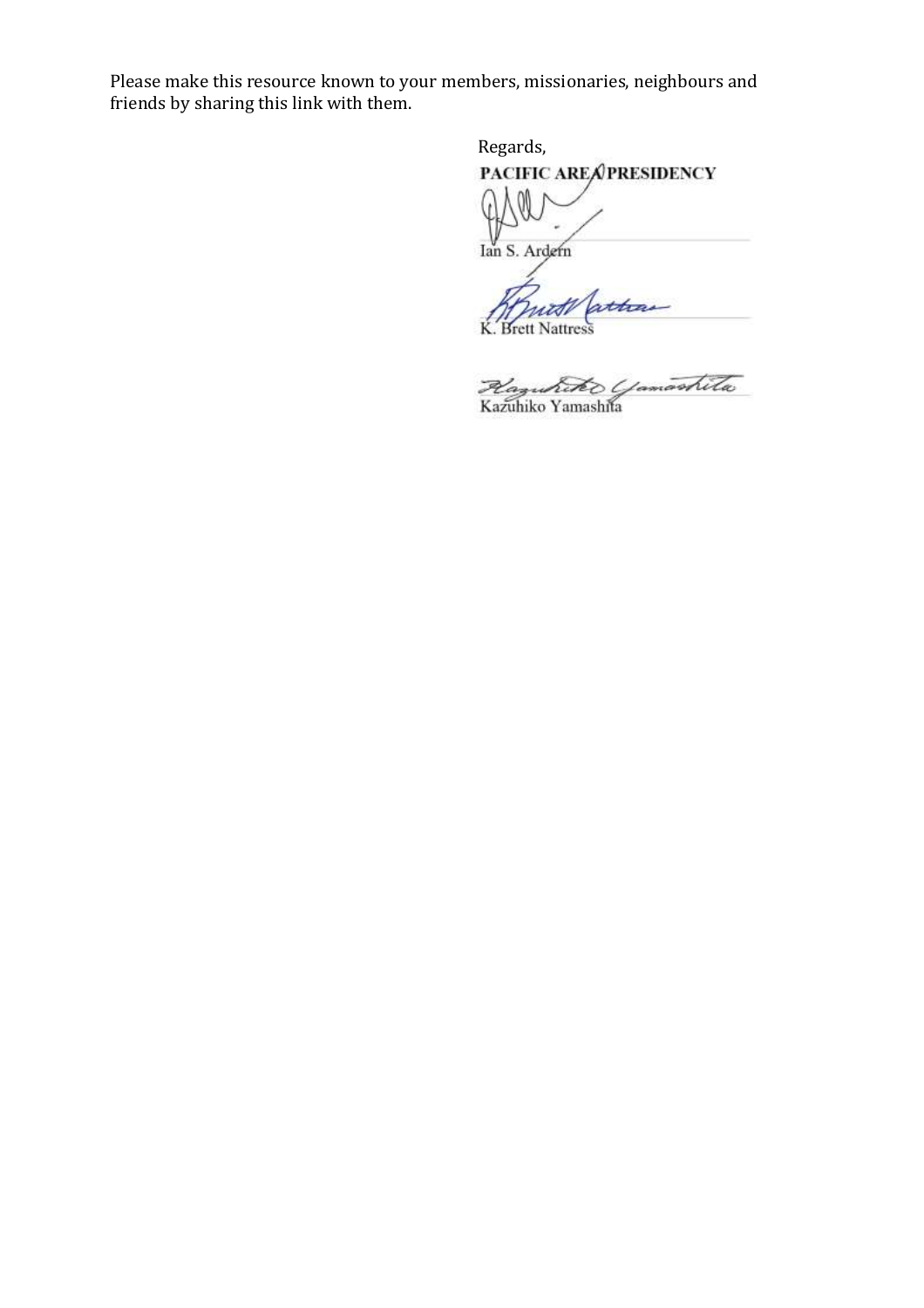Please make this resource known to your members, missionaries, neighbours and friends by sharing this link with them.

Regards,

**PACIFIC AREA PRESIDENCY**

Ian S. Ardern

K. Brett Nattress

Kazuhiko Yamashita